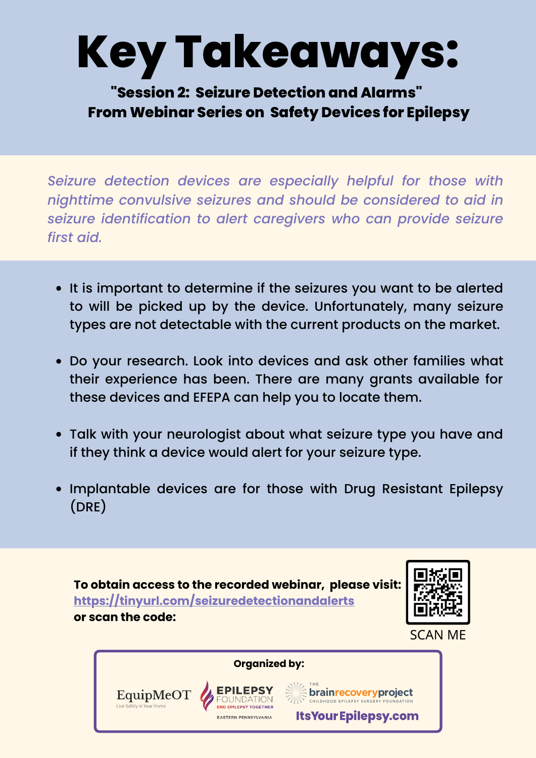# Key Takeaways:

**"Session 2: Seizure Detection and Alarms"**
**From Webinar Series on Safety Devices for Epilepsy**

*Seizure detection devices are especially helpful for those with nighttime convulsive seizures and should be considered to aid in seizure identification to alert caregivers who can provide seizure first aid.*

- It is important to determine if the seizures you want to be alerted to will be picked up by the device. Unfortunately, many seizure types are not detectable with the current products on the market.
- Do your research. Look into devices and ask other families what their experience has been. There are many grants available for these devices and EFEPA can help you to locate them.
- Talk with your neurologist about what seizure type you have and if they think a device would alert for your seizure type.
- Implantable devices are for those with Drug Resistant Epilepsy (DRE)

**To obtain access to the recorded webinar, please visit:**
**https://tinyurl.com/seizuredetectionandalerts**
**or scan the code:**

SCAN ME

**Organized by:**

EquipMeOT — Live Safely in Your Home

EPILEPSY FOUNDATION — END EPILEPSY TOGETHER — EASTERN PENNSYLVANIA

THE brainrecoveryproject — CHILDHOOD EPILEPSY SURGERY FOUNDATION

ItsYourEpilepsy.com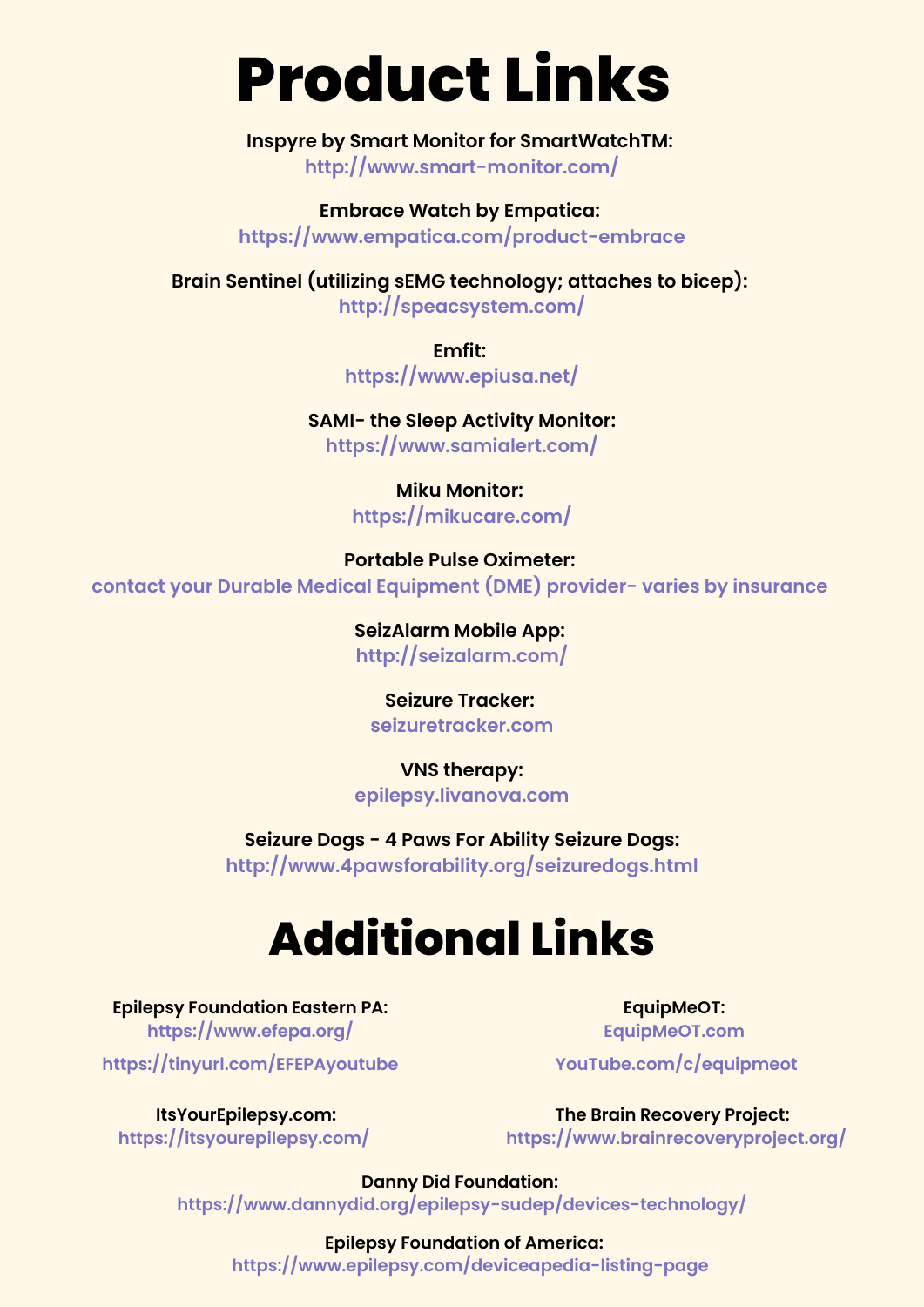# Product Links

**Inspyre by Smart Monitor for SmartWatchTM:**
http://www.smart-monitor.com/

**Embrace Watch by Empatica:**
https://www.empatica.com/product-embrace

**Brain Sentinel (utilizing sEMG technology; attaches to bicep):**
http://speacsystem.com/

**Emfit:**
https://www.epiusa.net/

**SAMI- the Sleep Activity Monitor:**
https://www.samialert.com/

**Miku Monitor:**
https://mikucare.com/

**Portable Pulse Oximeter:**
contact your Durable Medical Equipment (DME) provider- varies by insurance

**SeizAlarm Mobile App:**
http://seizalarm.com/

**Seizure Tracker:**
seizuretracker.com

**VNS therapy:**
epilepsy.livanova.com

**Seizure Dogs - 4 Paws For Ability Seizure Dogs:**
http://www.4pawsforability.org/seizuredogs.html

# Additional Links

**Epilepsy Foundation Eastern PA:**
https://www.efepa.org/

https://tinyurl.com/EFEPAyoutube

**EquipMeOT:**
EquipMeOT.com

YouTube.com/c/equipmeot

**ItsYourEpilepsy.com:**
https://itsyourepilepsy.com/

**The Brain Recovery Project:**
https://www.brainrecoveryproject.org/

**Danny Did Foundation:**
https://www.dannydid.org/epilepsy-sudep/devices-technology/

**Epilepsy Foundation of America:**
https://www.epilepsy.com/deviceapedia-listing-page